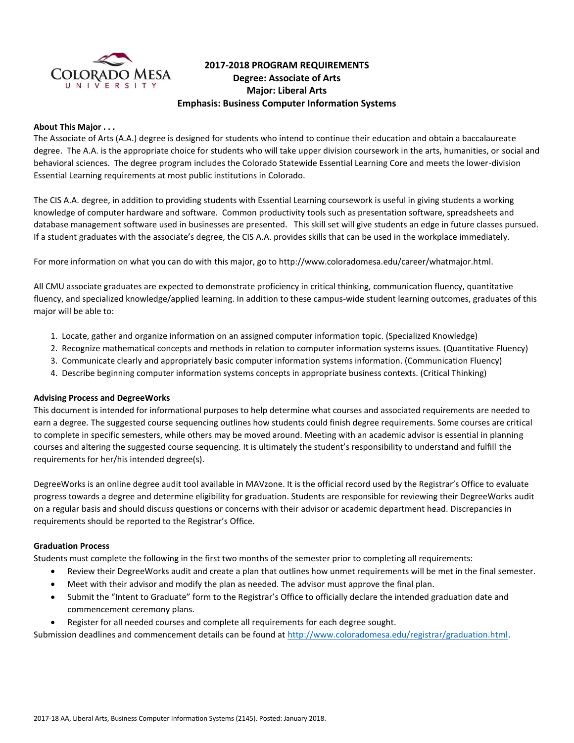# 2017-2018 PROGRAM REQUIREMENTS
## Degree: Associate of Arts
## Major: Liberal Arts
## Emphasis: Business Computer Information Systems

**About This Major . . .**

The Associate of Arts (A.A.) degree is designed for students who intend to continue their education and obtain a baccalaureate degree. The A.A. is the appropriate choice for students who will take upper division coursework in the arts, humanities, or social and behavioral sciences. The degree program includes the Colorado Statewide Essential Learning Core and meets the lower-division Essential Learning requirements at most public institutions in Colorado.

The CIS A.A. degree, in addition to providing students with Essential Learning coursework is useful in giving students a working knowledge of computer hardware and software. Common productivity tools such as presentation software, spreadsheets and database management software used in businesses are presented. This skill set will give students an edge in future classes pursued. If a student graduates with the associate's degree, the CIS A.A. provides skills that can be used in the workplace immediately.

For more information on what you can do with this major, go to http://www.coloradomesa.edu/career/whatmajor.html.

All CMU associate graduates are expected to demonstrate proficiency in critical thinking, communication fluency, quantitative fluency, and specialized knowledge/applied learning. In addition to these campus-wide student learning outcomes, graduates of this major will be able to:

1. Locate, gather and organize information on an assigned computer information topic. (Specialized Knowledge)
2. Recognize mathematical concepts and methods in relation to computer information systems issues. (Quantitative Fluency)
3. Communicate clearly and appropriately basic computer information systems information. (Communication Fluency)
4. Describe beginning computer information systems concepts in appropriate business contexts. (Critical Thinking)

**Advising Process and DegreeWorks**

This document is intended for informational purposes to help determine what courses and associated requirements are needed to earn a degree. The suggested course sequencing outlines how students could finish degree requirements. Some courses are critical to complete in specific semesters, while others may be moved around. Meeting with an academic advisor is essential in planning courses and altering the suggested course sequencing. It is ultimately the student's responsibility to understand and fulfill the requirements for her/his intended degree(s).

DegreeWorks is an online degree audit tool available in MAVzone. It is the official record used by the Registrar's Office to evaluate progress towards a degree and determine eligibility for graduation. Students are responsible for reviewing their DegreeWorks audit on a regular basis and should discuss questions or concerns with their advisor or academic department head. Discrepancies in requirements should be reported to the Registrar's Office.

**Graduation Process**

Students must complete the following in the first two months of the semester prior to completing all requirements:

- Review their DegreeWorks audit and create a plan that outlines how unmet requirements will be met in the final semester.
- Meet with their advisor and modify the plan as needed. The advisor must approve the final plan.
- Submit the "Intent to Graduate" form to the Registrar's Office to officially declare the intended graduation date and commencement ceremony plans.
- Register for all needed courses and complete all requirements for each degree sought.

Submission deadlines and commencement details can be found at http://www.coloradomesa.edu/registrar/graduation.html.

2017-18 AA, Liberal Arts, Business Computer Information Systems (2145). Posted: January 2018.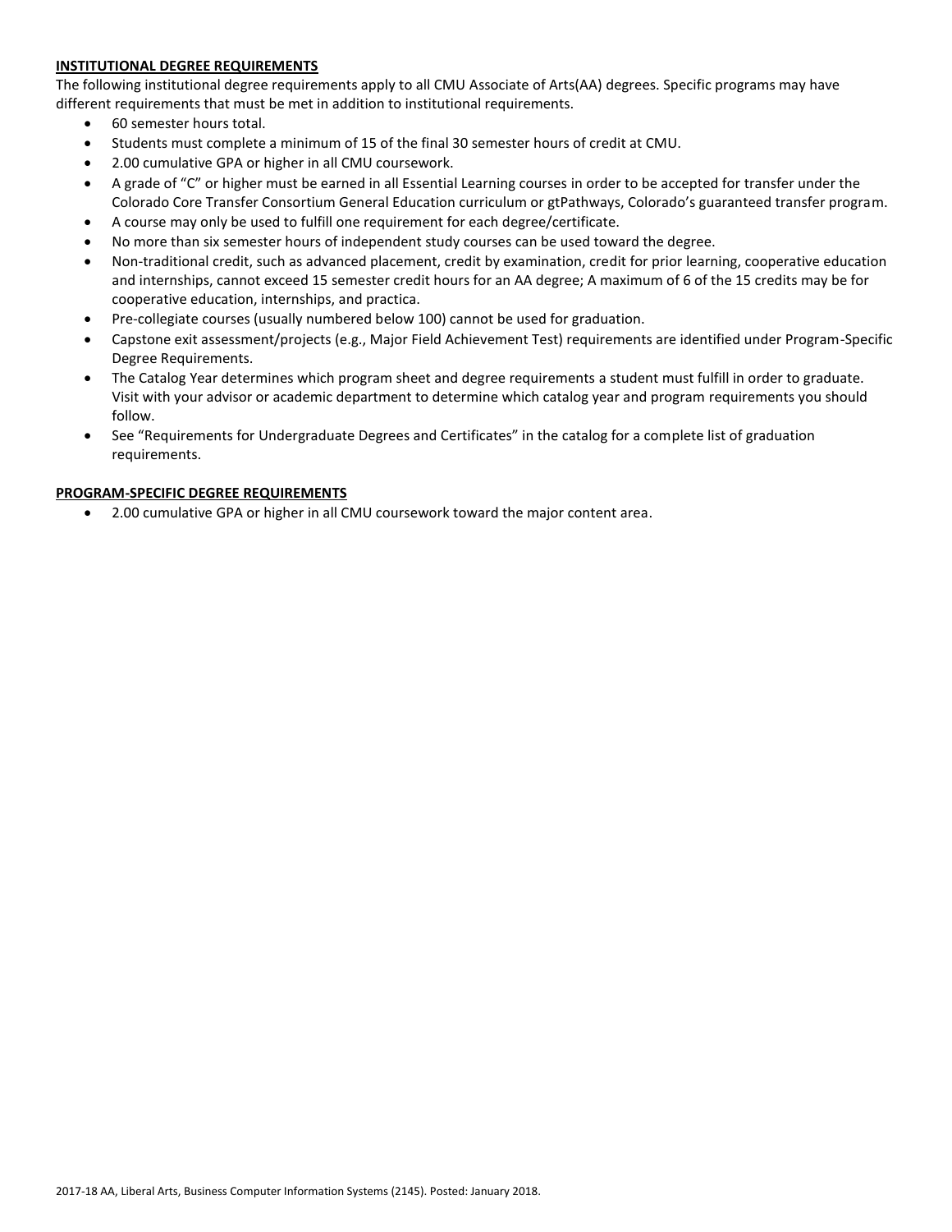**INSTITUTIONAL DEGREE REQUIREMENTS**

The following institutional degree requirements apply to all CMU Associate of Arts(AA) degrees. Specific programs may have different requirements that must be met in addition to institutional requirements.

- 60 semester hours total.
- Students must complete a minimum of 15 of the final 30 semester hours of credit at CMU.
- 2.00 cumulative GPA or higher in all CMU coursework.
- A grade of "C" or higher must be earned in all Essential Learning courses in order to be accepted for transfer under the Colorado Core Transfer Consortium General Education curriculum or gtPathways, Colorado's guaranteed transfer program.
- A course may only be used to fulfill one requirement for each degree/certificate.
- No more than six semester hours of independent study courses can be used toward the degree.
- Non-traditional credit, such as advanced placement, credit by examination, credit for prior learning, cooperative education and internships, cannot exceed 15 semester credit hours for an AA degree; A maximum of 6 of the 15 credits may be for cooperative education, internships, and practica.
- Pre-collegiate courses (usually numbered below 100) cannot be used for graduation.
- Capstone exit assessment/projects (e.g., Major Field Achievement Test) requirements are identified under Program-Specific Degree Requirements.
- The Catalog Year determines which program sheet and degree requirements a student must fulfill in order to graduate. Visit with your advisor or academic department to determine which catalog year and program requirements you should follow.
- See "Requirements for Undergraduate Degrees and Certificates" in the catalog for a complete list of graduation requirements.

**PROGRAM-SPECIFIC DEGREE REQUIREMENTS**

- 2.00 cumulative GPA or higher in all CMU coursework toward the major content area.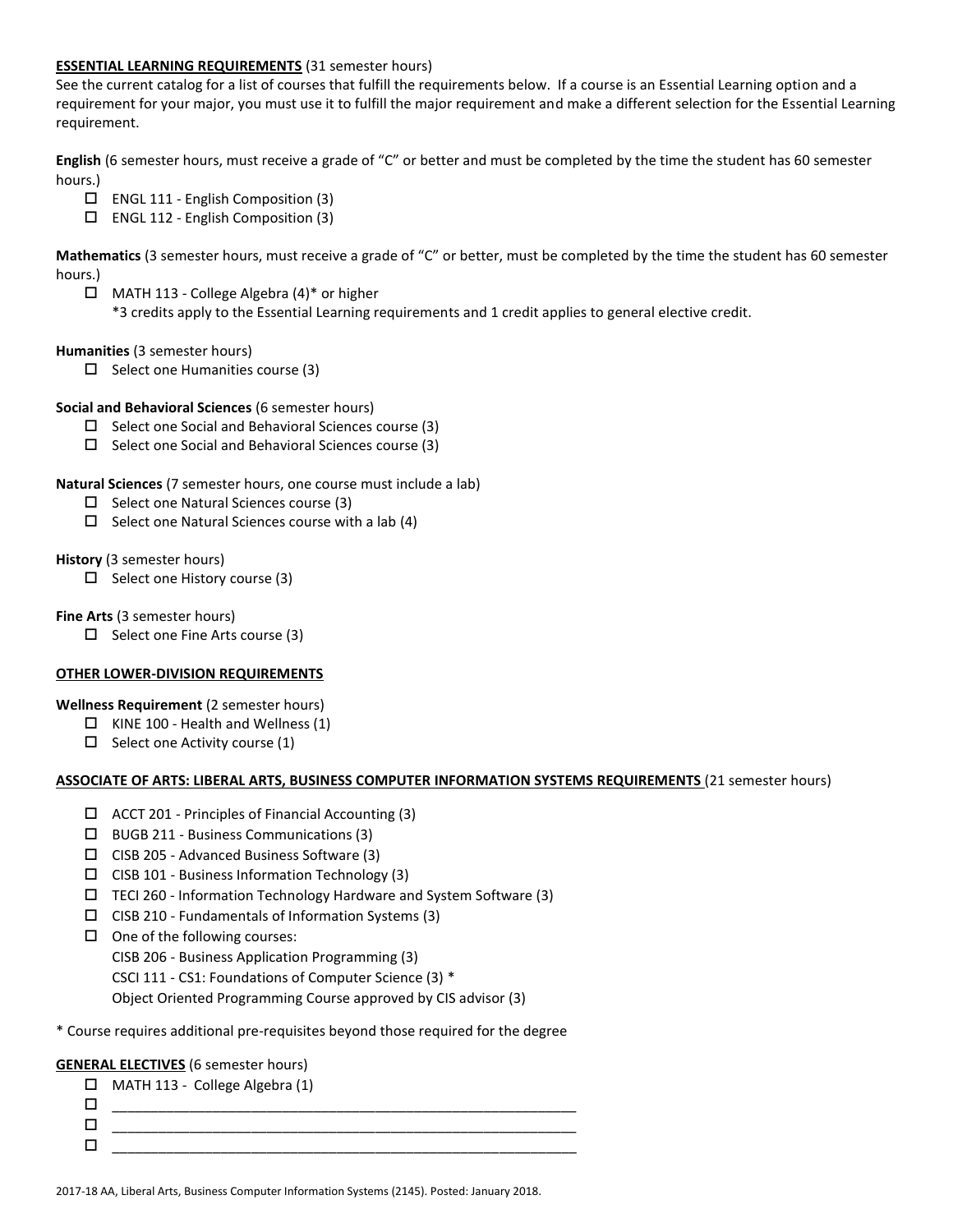**ESSENTIAL LEARNING REQUIREMENTS** (31 semester hours)

See the current catalog for a list of courses that fulfill the requirements below. If a course is an Essential Learning option and a requirement for your major, you must use it to fulfill the major requirement and make a different selection for the Essential Learning requirement.

**English** (6 semester hours, must receive a grade of "C" or better and must be completed by the time the student has 60 semester hours.)

- ☐ ENGL 111 - English Composition (3)
- ☐ ENGL 112 - English Composition (3)

**Mathematics** (3 semester hours, must receive a grade of "C" or better, must be completed by the time the student has 60 semester hours.)

- ☐ MATH 113 - College Algebra (4)* or higher
  *3 credits apply to the Essential Learning requirements and 1 credit applies to general elective credit.

**Humanities** (3 semester hours)

- ☐ Select one Humanities course (3)

**Social and Behavioral Sciences** (6 semester hours)

- ☐ Select one Social and Behavioral Sciences course (3)
- ☐ Select one Social and Behavioral Sciences course (3)

**Natural Sciences** (7 semester hours, one course must include a lab)

- ☐ Select one Natural Sciences course (3)
- ☐ Select one Natural Sciences course with a lab (4)

**History** (3 semester hours)

- ☐ Select one History course (3)

**Fine Arts** (3 semester hours)

- ☐ Select one Fine Arts course (3)

**OTHER LOWER-DIVISION REQUIREMENTS**

**Wellness Requirement** (2 semester hours)

- ☐ KINE 100 - Health and Wellness (1)
- ☐ Select one Activity course (1)

**ASSOCIATE OF ARTS: LIBERAL ARTS, BUSINESS COMPUTER INFORMATION SYSTEMS REQUIREMENTS** (21 semester hours)

- ☐ ACCT 201 - Principles of Financial Accounting (3)
- ☐ BUGB 211 - Business Communications (3)
- ☐ CISB 205 - Advanced Business Software (3)
- ☐ CISB 101 - Business Information Technology (3)
- ☐ TECI 260 - Information Technology Hardware and System Software (3)
- ☐ CISB 210 - Fundamentals of Information Systems (3)
- ☐ One of the following courses:
  CISB 206 - Business Application Programming (3)
  CSCI 111 - CS1: Foundations of Computer Science (3) *
  Object Oriented Programming Course approved by CIS advisor (3)

* Course requires additional pre-requisites beyond those required for the degree

**GENERAL ELECTIVES** (6 semester hours)

- ☐ MATH 113 - College Algebra (1)
- ☐ ____________________________________________________________
- ☐ ____________________________________________________________
- ☐ ____________________________________________________________

2017-18 AA, Liberal Arts, Business Computer Information Systems (2145). Posted: January 2018.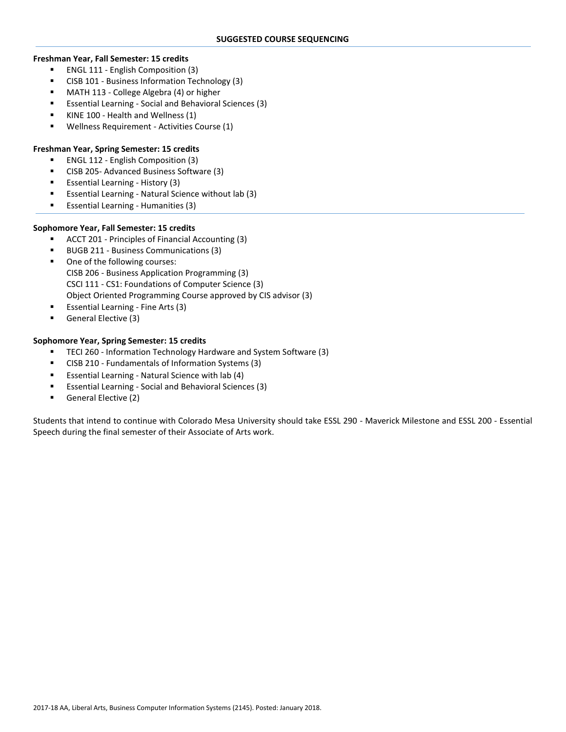## SUGGESTED COURSE SEQUENCING

**Freshman Year, Fall Semester: 15 credits**

- ENGL 111 - English Composition (3)
- CISB 101 - Business Information Technology (3)
- MATH 113 - College Algebra (4) or higher
- Essential Learning - Social and Behavioral Sciences (3)
- KINE 100 - Health and Wellness (1)
- Wellness Requirement - Activities Course (1)

**Freshman Year, Spring Semester: 15 credits**

- ENGL 112 - English Composition (3)
- CISB 205- Advanced Business Software (3)
- Essential Learning - History (3)
- Essential Learning - Natural Science without lab (3)
- Essential Learning - Humanities (3)

**Sophomore Year, Fall Semester: 15 credits**

- ACCT 201 - Principles of Financial Accounting (3)
- BUGB 211 - Business Communications (3)
- One of the following courses:
  CISB 206 - Business Application Programming (3)
  CSCI 111 - CS1: Foundations of Computer Science (3)
  Object Oriented Programming Course approved by CIS advisor (3)
- Essential Learning - Fine Arts (3)
- General Elective (3)

**Sophomore Year, Spring Semester: 15 credits**

- TECI 260 - Information Technology Hardware and System Software (3)
- CISB 210 - Fundamentals of Information Systems (3)
- Essential Learning - Natural Science with lab (4)
- Essential Learning - Social and Behavioral Sciences (3)
- General Elective (2)

Students that intend to continue with Colorado Mesa University should take ESSL 290 - Maverick Milestone and ESSL 200 - Essential Speech during the final semester of their Associate of Arts work.